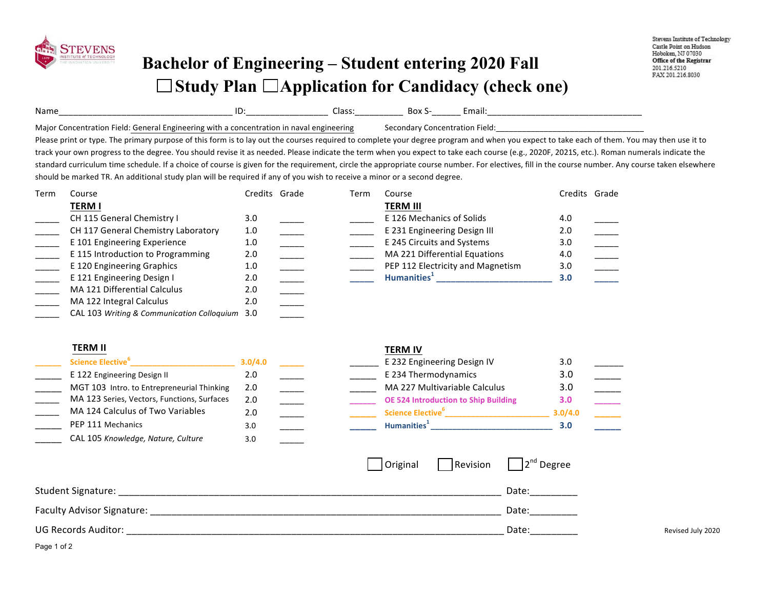Stevens Institute of Technology
Castle Point on Hudson
Hoboken, NJ 07030
Office of the Registrar
201.216.5210
FAX 201.216.8030

# Bachelor of Engineering – Student entering 2020 Fall

## ☐ Study Plan ☐ Application for Candidacy (check one)

Name\_\_\_\_\_\_\_\_\_\_\_\_\_\_\_\_\_\_\_\_\_\_\_\_\_\_\_\_\_\_\_\_\_\_\_\_ ID:\_\_\_\_\_\_\_\_\_\_\_\_\_\_\_\_\_ Class:\_\_\_\_\_\_\_\_\_\_ Box S-\_\_\_\_\_\_ Email:\_\_\_\_\_\_\_\_\_\_\_\_\_\_\_\_\_\_\_\_\_\_\_\_\_\_\_\_\_\_\_\_\_

Major Concentration Field: General Engineering with a concentration in naval engineering Secondary Concentration Field:\_\_\_\_\_\_\_\_\_\_\_\_\_\_\_\_\_\_\_\_\_\_\_\_\_\_\_\_\_\_\_\_\_

Please print or type. The primary purpose of this form is to lay out the courses required to complete your degree program and when you expect to take each of them. You may then use it to track your own progress to the degree. You should revise it as needed. Please indicate the term when you expect to take each course (e.g., 2020F, 2021S, etc.). Roman numerals indicate the standard curriculum time schedule. If a choice of course is given for the requirement, circle the appropriate course number. For electives, fill in the course number. Any course taken elsewhere should be marked TR. An additional study plan will be required if any of you wish to receive a minor or a second degree.

| Term | Course | Credits | Grade |
|---|---|---|---|
| | **TERM I** | | |
| \_\_\_\_\_ | CH 115 General Chemistry I | 3.0 | \_\_\_\_\_ |
| \_\_\_\_\_ | CH 117 General Chemistry Laboratory | 1.0 | \_\_\_\_\_ |
| \_\_\_\_\_ | E 101 Engineering Experience | 1.0 | \_\_\_\_\_ |
| \_\_\_\_\_ | E 115 Introduction to Programming | 2.0 | \_\_\_\_\_ |
| \_\_\_\_\_ | E 120 Engineering Graphics | 1.0 | \_\_\_\_\_ |
| \_\_\_\_\_ | E 121 Engineering Design I | 2.0 | \_\_\_\_\_ |
| \_\_\_\_\_ | MA 121 Differential Calculus | 2.0 | \_\_\_\_\_ |
| \_\_\_\_\_ | MA 122 Integral Calculus | 2.0 | \_\_\_\_\_ |
| \_\_\_\_\_ | CAL 103 *Writing & Communication Colloquium* | 3.0 | \_\_\_\_\_ |
| | **TERM II** | | |
| \_\_\_\_\_ | Science Elective[6] \_\_\_\_\_\_\_\_\_\_\_\_\_\_\_\_\_\_\_\_\_\_\_\_ | 3.0/4.0 | \_\_\_\_\_ |
| \_\_\_\_\_ | E 122 Engineering Design II | 2.0 | \_\_\_\_\_ |
| \_\_\_\_\_ | MGT 103 Intro. to Entrepreneurial Thinking | 2.0 | \_\_\_\_\_ |
| \_\_\_\_\_ | MA 123 Series, Vectors, Functions, Surfaces | 2.0 | \_\_\_\_\_ |
| \_\_\_\_\_ | MA 124 Calculus of Two Variables | 2.0 | \_\_\_\_\_ |
| \_\_\_\_\_ | PEP 111 Mechanics | 3.0 | \_\_\_\_\_ |
| \_\_\_\_\_ | CAL 105 *Knowledge, Nature, Culture* | 3.0 | \_\_\_\_\_ |

| Term | Course | Credits | Grade |
|---|---|---|---|
| | **TERM III** | | |
| \_\_\_\_\_ | E 126 Mechanics of Solids | 4.0 | \_\_\_\_\_ |
| \_\_\_\_\_ | E 231 Engineering Design III | 2.0 | \_\_\_\_\_ |
| \_\_\_\_\_ | E 245 Circuits and Systems | 3.0 | \_\_\_\_\_ |
| \_\_\_\_\_ | MA 221 Differential Equations | 4.0 | \_\_\_\_\_ |
| \_\_\_\_\_ | PEP 112 Electricity and Magnetism | 3.0 | \_\_\_\_\_ |
| \_\_\_\_\_ | Humanities[1] \_\_\_\_\_\_\_\_\_\_\_\_\_\_\_\_\_\_\_\_\_\_\_\_\_ | 3.0 | \_\_\_\_\_ |
| | **TERM IV** | | |
| \_\_\_\_\_ | E 232 Engineering Design IV | 3.0 | \_\_\_\_\_ |
| \_\_\_\_\_ | E 234 Thermodynamics | 3.0 | \_\_\_\_\_ |
| \_\_\_\_\_ | MA 227 Multivariable Calculus | 3.0 | \_\_\_\_\_ |
| \_\_\_\_\_ | OE 524 Introduction to Ship Building | 3.0 | \_\_\_\_\_ |
| \_\_\_\_\_ | Science Elective[6] \_\_\_\_\_\_\_\_\_\_\_\_\_\_\_\_\_\_\_\_\_\_\_\_ | 3.0/4.0 | \_\_\_\_\_ |
| \_\_\_\_\_ | Humanities[1] \_\_\_\_\_\_\_\_\_\_\_\_\_\_\_\_\_\_\_\_\_\_\_\_\_ | 3.0 | \_\_\_\_\_ |

☐ Original ☐ Revision ☐ 2nd Degree

Student Signature: \_\_\_\_\_\_\_\_\_\_\_\_\_\_\_\_\_\_\_\_\_\_\_\_\_\_\_\_\_\_\_\_\_\_\_\_\_\_\_\_\_\_\_\_\_\_\_\_\_\_\_\_\_\_\_\_\_\_\_\_\_\_\_\_\_\_\_\_\_\_ Date:\_\_\_\_\_\_\_\_\_

Faculty Advisor Signature: \_\_\_\_\_\_\_\_\_\_\_\_\_\_\_\_\_\_\_\_\_\_\_\_\_\_\_\_\_\_\_\_\_\_\_\_\_\_\_\_\_\_\_\_\_\_\_\_\_\_\_\_\_\_\_\_\_\_\_\_\_\_\_\_ Date:\_\_\_\_\_\_\_\_\_

UG Records Auditor: \_\_\_\_\_\_\_\_\_\_\_\_\_\_\_\_\_\_\_\_\_\_\_\_\_\_\_\_\_\_\_\_\_\_\_\_\_\_\_\_\_\_\_\_\_\_\_\_\_\_\_\_\_\_\_\_\_\_\_\_\_\_\_\_\_\_\_\_\_\_\_ Date:\_\_\_\_\_\_\_\_\_

Revised July 2020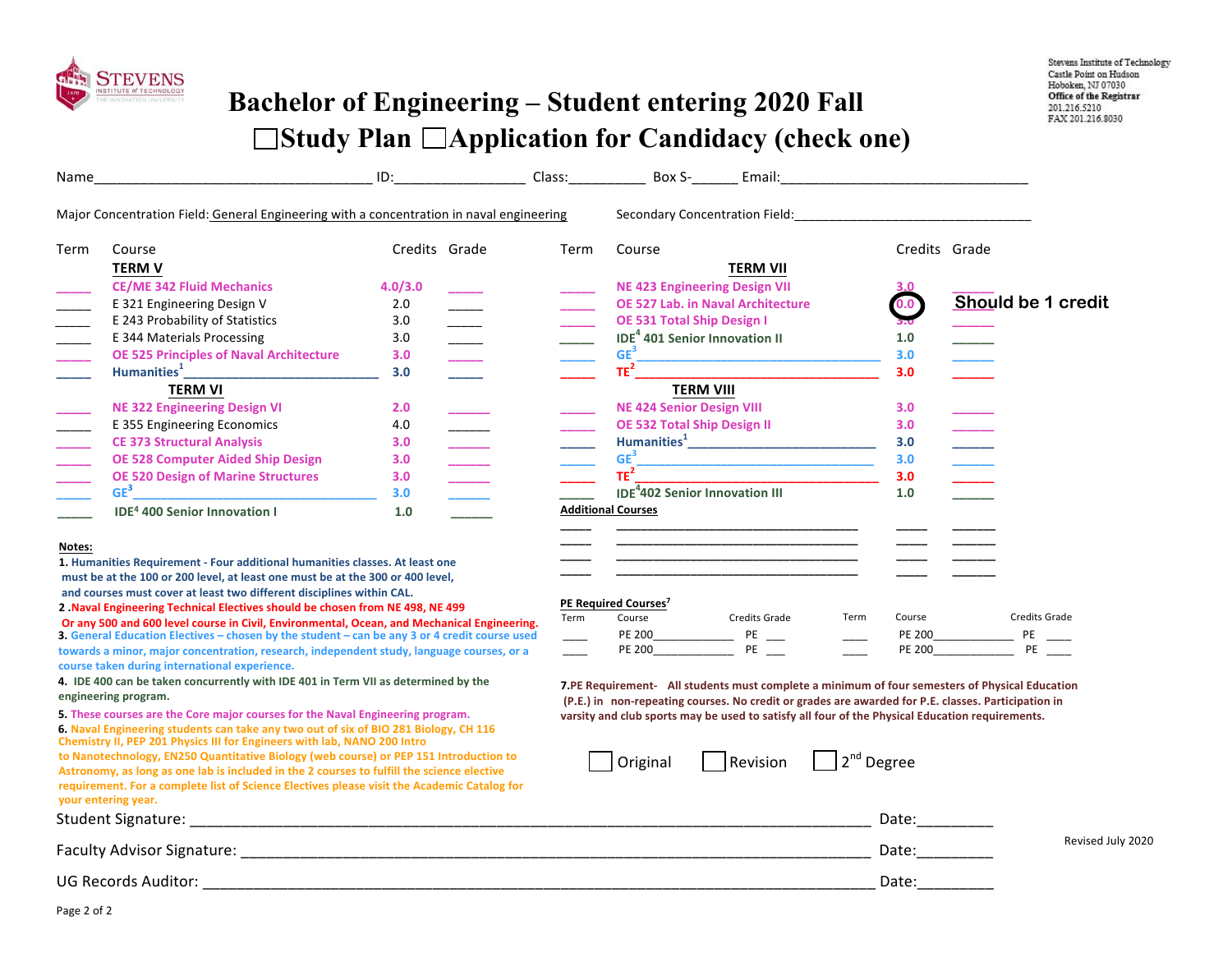# Bachelor of Engineering – Student entering 2020 Fall

## ☐Study Plan ☐Application for Candidacy (check one)

Stevens Institute of Technology
Castle Point on Hudson
Hoboken, NJ 07030
Office of the Registrar
201.216.5210
FAX 201.216.8030

Name____________________________________ ID:_________________ Class:__________ Box S-______ Email:_________________________________

Major Concentration Field: General Engineering with a concentration in naval engineering

Secondary Concentration Field:_________________________________

| Term | Course | Credits | Grade |
|---|---|---|---|
| | **TERM V** | | |
| _____ | CE/ME 342 Fluid Mechanics | 4.0/3.0 | _____ |
| _____ | E 321 Engineering Design V | 2.0 | _____ |
| _____ | E 243 Probability of Statistics | 3.0 | _____ |
| _____ | E 344 Materials Processing | 3.0 | _____ |
| _____ | OE 525 Principles of Naval Architecture | 3.0 | _____ |
| _____ | Humanities[1]___________________________ | 3.0 | _____ |
| | **TERM VI** | | |
| _____ | NE 322 Engineering Design VI | 2.0 | ______ |
| _____ | E 355 Engineering Economics | 4.0 | ______ |
| _____ | CE 373 Structural Analysis | 3.0 | ______ |
| _____ | OE 528 Computer Aided Ship Design | 3.0 | ______ |
| _____ | OE 520 Design of Marine Structures | 3.0 | ______ |
| _____ | GE[3]__________________________________ | 3.0 | ______ |
| _____ | IDE[4] 400 Senior Innovation I | 1.0 | ______ |

| Term | Course | Credits | Grade |
|---|---|---|---|
| | **TERM VII** | | |
| _____ | NE 423 Engineering Design VII | 3.0 | ______ |
| _____ | OE 527 Lab. in Naval Architecture | 0.0 | Should be 1 credit |
| _____ | OE 531 Total Ship Design I | 3.0 | ______ |
| _____ | IDE[4] 401 Senior Innovation II | 1.0 | ______ |
| _____ | GE[3]__________________________________ | 3.0 | ______ |
| _____ | TE[2]__________________________________ | 3.0 | ______ |
| | **TERM VIII** | | |
| _____ | NE 424 Senior Design VIII | 3.0 | ______ |
| _____ | OE 532 Total Ship Design II | 3.0 | ______ |
| _____ | Humanities[1]___________________________ | 3.0 | ______ |
| _____ | GE[3]__________________________________ | 3.0 | ______ |
| _____ | TE[2]__________________________________ | 3.0 | ______ |
| _____ | IDE[4]402 Senior Innovation III | 1.0 | ______ |

**Additional Courses**

| Term | Course | Credits | Grade |
|---|---|---|---|
| _____ | __________________________________ | _____ | ______ |
| _____ | __________________________________ | _____ | ______ |
| _____ | __________________________________ | _____ | ______ |
| _____ | __________________________________ | _____ | ______ |

**PE Required Courses[7]**

| Term | Course | Credits | Grade | Term | Course | Credits | Grade |
|---|---|---|---|---|---|---|---|
| ____ | PE 200____________ | PE | ___ | ____ | PE 200____________ | PE | ____ |
| ____ | PE 200____________ | PE | ___ | ____ | PE 200____________ | PE | ____ |

**Notes:**

1. Humanities Requirement - Four additional humanities classes. At least one must be at the 100 or 200 level, at least one must be at the 300 or 400 level, and courses must cover at least two different disciplines within CAL.
2. Naval Engineering Technical Electives should be chosen from NE 498, NE 499 Or any 500 and 600 level course in Civil, Environmental, Ocean, and Mechanical Engineering.
3. General Education Electives – chosen by the student – can be any 3 or 4 credit course used towards a minor, major concentration, research, independent study, language courses, or a course taken during international experience.
4. IDE 400 can be taken concurrently with IDE 401 in Term VII as determined by the engineering program.
5. These courses are the Core major courses for the Naval Engineering program.
6. Naval Engineering students can take any two out of six of BIO 281 Biology, CH 116 Chemistry II, PEP 201 Physics III for Engineers with lab, NANO 200 Intro to Nanotechnology, EN250 Quantitative Biology (web course) or PEP 151 Introduction to Astronomy, as long as one lab is included in the 2 courses to fulfill the science elective requirement. For a complete list of Science Electives please visit the Academic Catalog for your entering year.
7. PE Requirement- All students must complete a minimum of four semesters of Physical Education (P.E.) in non-repeating courses. No credit or grades are awarded for P.E. classes. Participation in varsity and club sports may be used to satisfy all four of the Physical Education requirements.

☐ Original ☐ Revision ☐ 2nd Degree

Student Signature: ______________________________________________________________ Date:_________

Faculty Advisor Signature: ________________________________________________________ Date:_________

UG Records Auditor: ____________________________________________________________ Date:_________

Revised July 2020